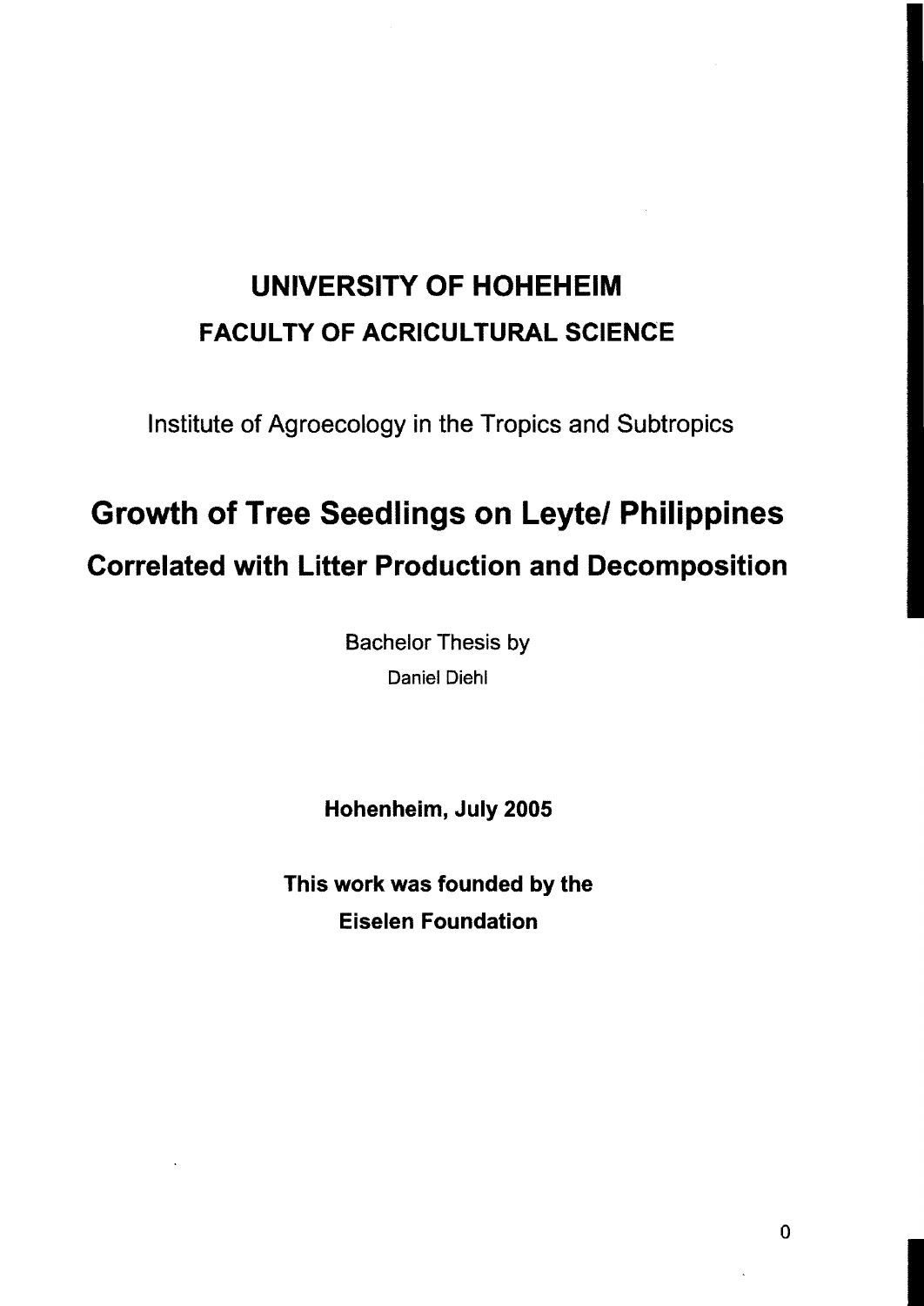# UNIVERSITY OF HOHEHEIM

## FACULTY OF ACRICULTURAL SCIENCE

Institute of Agroecology in the Tropics and Subtropics

# Growth of Tree Seedlings on Leyte/ Philippines

## Correlated with Litter Production and Decomposition

Bachelor Thesis by

Daniel Diehl

**Hohenheim, July 2005**

**This work was founded by the**

**Eiselen Foundation**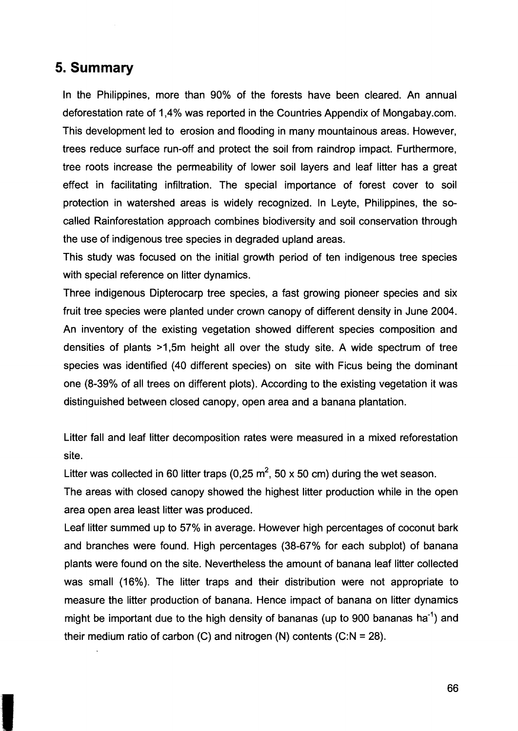## 5. Summary

In the Philippines, more than 90% of the forests have been cleared. An annual deforestation rate of 1,4% was reported in the Countries Appendix of Mongabay.com. This development led to erosion and flooding in many mountainous areas. However, trees reduce surface run-off and protect the soil from raindrop impact. Furthermore, tree roots increase the permeability of lower soil layers and leaf litter has a great effect in facilitating infiltration. The special importance of forest cover to soil protection in watershed areas is widely recognized. In Leyte, Philippines, the so-called Rainforestation approach combines biodiversity and soil conservation through the use of indigenous tree species in degraded upland areas.

This study was focused on the initial growth period of ten indigenous tree species with special reference on litter dynamics.

Three indigenous Dipterocarp tree species, a fast growing pioneer species and six fruit tree species were planted under crown canopy of different density in June 2004. An inventory of the existing vegetation showed different species composition and densities of plants >1,5m height all over the study site. A wide spectrum of tree species was identified (40 different species) on site with Ficus being the dominant one (8-39% of all trees on different plots). According to the existing vegetation it was distinguished between closed canopy, open area and a banana plantation.

Litter fall and leaf litter decomposition rates were measured in a mixed reforestation site.

Litter was collected in 60 litter traps (0,25 $m^2$, 50 x 50 cm) during the wet season.

The areas with closed canopy showed the highest litter production while in the open area open area least litter was produced.

Leaf litter summed up to 57% in average. However high percentages of coconut bark and branches were found. High percentages (38-67% for each subplot) of banana plants were found on the site. Nevertheless the amount of banana leaf litter collected was small (16%). The litter traps and their distribution were not appropriate to measure the litter production of banana. Hence impact of banana on litter dynamics might be important due to the high density of bananas (up to 900 bananas $ha^{-1}$) and their medium ratio of carbon (C) and nitrogen (N) contents (C:N = 28).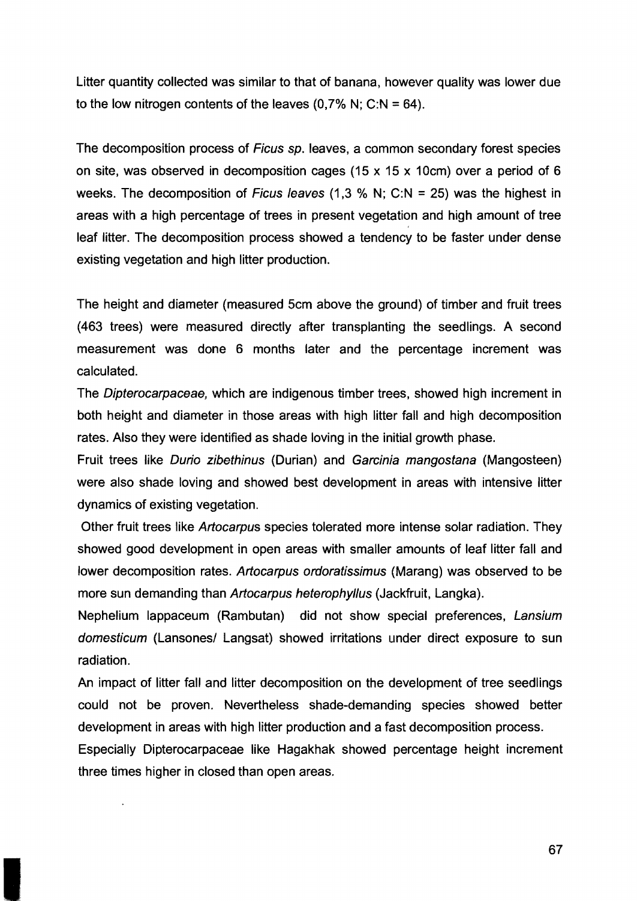Litter quantity collected was similar to that of banana, however quality was lower due to the low nitrogen contents of the leaves (0,7% N; C:N = 64).

The decomposition process of *Ficus sp.* leaves, a common secondary forest species on site, was observed in decomposition cages (15 x 15 x 10cm) over a period of 6 weeks. The decomposition of *Ficus leaves* (1,3 % N; C:N = 25) was the highest in areas with a high percentage of trees in present vegetation and high amount of tree leaf litter. The decomposition process showed a tendency to be faster under dense existing vegetation and high litter production.

The height and diameter (measured 5cm above the ground) of timber and fruit trees (463 trees) were measured directly after transplanting the seedlings. A second measurement was done 6 months later and the percentage increment was calculated.

The *Dipterocarpaceae,* which are indigenous timber trees, showed high increment in both height and diameter in those areas with high litter fall and high decomposition rates. Also they were identified as shade loving in the initial growth phase.

Fruit trees like *Durio zibethinus* (Durian) and *Garcinia mangostana* (Mangosteen) were also shade loving and showed best development in areas with intensive litter dynamics of existing vegetation.

Other fruit trees like *Artocarpus* species tolerated more intense solar radiation. They showed good development in open areas with smaller amounts of leaf litter fall and lower decomposition rates. *Artocarpus ordoratissimus* (Marang) was observed to be more sun demanding than *Artocarpus heterophyllus* (Jackfruit, Langka).

Nephelium lappaceum (Rambutan) did not show special preferences, *Lansium domesticum* (Lansones/ Langsat) showed irritations under direct exposure to sun radiation.

An impact of litter fall and litter decomposition on the development of tree seedlings could not be proven. Nevertheless shade-demanding species showed better development in areas with high litter production and a fast decomposition process.

Especially Dipterocarpaceae like Hagakhak showed percentage height increment three times higher in closed than open areas.